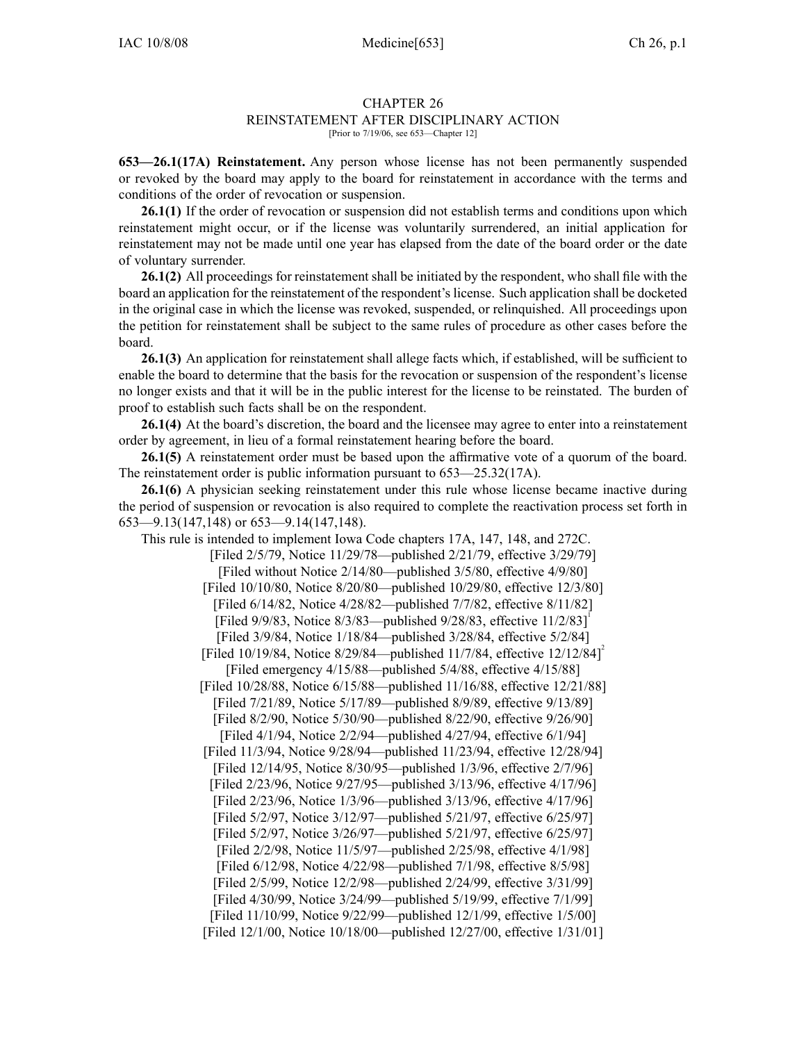# CHAPTER 26
## REINSTATEMENT AFTER DISCIPLINARY ACTION

[Prior to 7/19/06, see 653—Chapter 12]

**653—26.1(17A) Reinstatement.** Any person whose license has not been permanently suspended or revoked by the board may apply to the board for reinstatement in accordance with the terms and conditions of the order of revocation or suspension.

**26.1(1)** If the order of revocation or suspension did not establish terms and conditions upon which reinstatement might occur, or if the license was voluntarily surrendered, an initial application for reinstatement may not be made until one year has elapsed from the date of the board order or the date of voluntary surrender.

**26.1(2)** All proceedings for reinstatement shall be initiated by the respondent, who shall file with the board an application for the reinstatement of the respondent's license. Such application shall be docketed in the original case in which the license was revoked, suspended, or relinquished. All proceedings upon the petition for reinstatement shall be subject to the same rules of procedure as other cases before the board.

**26.1(3)** An application for reinstatement shall allege facts which, if established, will be sufficient to enable the board to determine that the basis for the revocation or suspension of the respondent's license no longer exists and that it will be in the public interest for the license to be reinstated. The burden of proof to establish such facts shall be on the respondent.

**26.1(4)** At the board's discretion, the board and the licensee may agree to enter into a reinstatement order by agreement, in lieu of a formal reinstatement hearing before the board.

**26.1(5)** A reinstatement order must be based upon the affirmative vote of a quorum of the board. The reinstatement order is public information pursuant to 653—25.32(17A).

**26.1(6)** A physician seeking reinstatement under this rule whose license became inactive during the period of suspension or revocation is also required to complete the reactivation process set forth in 653—9.13(147,148) or 653—9.14(147,148).

This rule is intended to implement Iowa Code chapters 17A, 147, 148, and 272C.

[Filed 2/5/79, Notice 11/29/78—published 2/21/79, effective 3/29/79]
[Filed without Notice 2/14/80—published 3/5/80, effective 4/9/80]
[Filed 10/10/80, Notice 8/20/80—published 10/29/80, effective 12/3/80]
[Filed 6/14/82, Notice 4/28/82—published 7/7/82, effective 8/11/82]
[Filed 9/9/83, Notice 8/3/83—published 9/28/83, effective 11/2/83][1]
[Filed 3/9/84, Notice 1/18/84—published 3/28/84, effective 5/2/84]
[Filed 10/19/84, Notice 8/29/84—published 11/7/84, effective 12/12/84][2]
[Filed emergency 4/15/88—published 5/4/88, effective 4/15/88]
[Filed 10/28/88, Notice 6/15/88—published 11/16/88, effective 12/21/88]
[Filed 7/21/89, Notice 5/17/89—published 8/9/89, effective 9/13/89]
[Filed 8/2/90, Notice 5/30/90—published 8/22/90, effective 9/26/90]
[Filed 4/1/94, Notice 2/2/94—published 4/27/94, effective 6/1/94]
[Filed 11/3/94, Notice 9/28/94—published 11/23/94, effective 12/28/94]
[Filed 12/14/95, Notice 8/30/95—published 1/3/96, effective 2/7/96]
[Filed 2/23/96, Notice 9/27/95—published 3/13/96, effective 4/17/96]
[Filed 2/23/96, Notice 1/3/96—published 3/13/96, effective 4/17/96]
[Filed 5/2/97, Notice 3/12/97—published 5/21/97, effective 6/25/97]
[Filed 5/2/97, Notice 3/26/97—published 5/21/97, effective 6/25/97]
[Filed 2/2/98, Notice 11/5/97—published 2/25/98, effective 4/1/98]
[Filed 6/12/98, Notice 4/22/98—published 7/1/98, effective 8/5/98]
[Filed 2/5/99, Notice 12/2/98—published 2/24/99, effective 3/31/99]
[Filed 4/30/99, Notice 3/24/99—published 5/19/99, effective 7/1/99]
[Filed 11/10/99, Notice 9/22/99—published 12/1/99, effective 1/5/00]
[Filed 12/1/00, Notice 10/18/00—published 12/27/00, effective 1/31/01]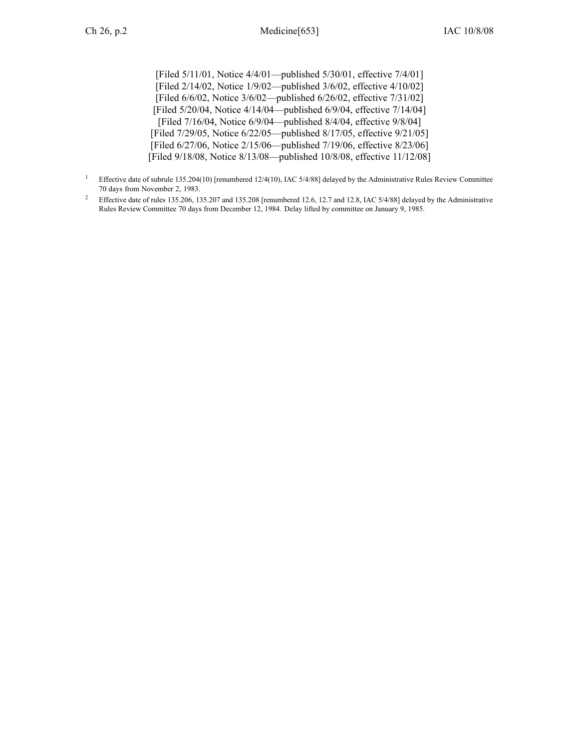[Filed 5/11/01, Notice 4/4/01—published 5/30/01, effective 7/4/01]
[Filed 2/14/02, Notice 1/9/02—published 3/6/02, effective 4/10/02]
[Filed 6/6/02, Notice 3/6/02—published 6/26/02, effective 7/31/02]
[Filed 5/20/04, Notice 4/14/04—published 6/9/04, effective 7/14/04]
[Filed 7/16/04, Notice 6/9/04—published 8/4/04, effective 9/8/04]
[Filed 7/29/05, Notice 6/22/05—published 8/17/05, effective 9/21/05]
[Filed 6/27/06, Notice 2/15/06—published 7/19/06, effective 8/23/06]
[Filed 9/18/08, Notice 8/13/08—published 10/8/08, effective 11/12/08]

[1] Effective date of subrule 135.204(10) [renumbered 12/4(10), IAC 5/4/88] delayed by the Administrative Rules Review Committee 70 days from November 2, 1983.

[2] Effective date of rules 135.206, 135.207 and 135.208 [renumbered 12.6, 12.7 and 12.8, IAC 5/4/88] delayed by the Administrative Rules Review Committee 70 days from December 12, 1984. Delay lifted by committee on January 9, 1985.